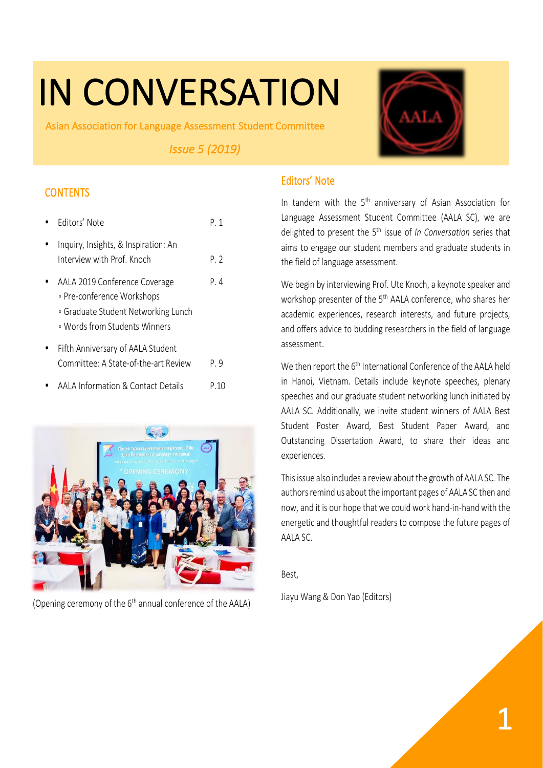# IN CONVERSATION

Asian Association for Language Assessment Student Committee

*Issue 5 (2019)*

## CONTENTS

- Editors' Note — P. 1
- Inquiry, Insights, & Inspiration: An Interview with Prof. Knoch — P. 2
- AALA 2019 Conference Coverage — P. 4
  - ◦ Pre-conference Workshops
  - ◦ Graduate Student Networking Lunch
  - ◦ Words from Students Winners
- Fifth Anniversary of AALA Student Committee: A State-of-the-art Review — P. 9
- AALA Information & Contact Details — P.10

(Opening ceremony of the 6th annual conference of the AALA)

## Editors' Note

In tandem with the 5th anniversary of Asian Association for Language Assessment Student Committee (AALA SC), we are delighted to present the 5th issue of *In Conversation* series that aims to engage our student members and graduate students in the field of language assessment.

We begin by interviewing Prof. Ute Knoch, a keynote speaker and workshop presenter of the 5th AALA conference, who shares her academic experiences, research interests, and future projects, and offers advice to budding researchers in the field of language assessment.

We then report the 6th International Conference of the AALA held in Hanoi, Vietnam. Details include keynote speeches, plenary speeches and our graduate student networking lunch initiated by AALA SC. Additionally, we invite student winners of AALA Best Student Poster Award, Best Student Paper Award, and Outstanding Dissertation Award, to share their ideas and experiences.

This issue also includes a review about the growth of AALA SC. The authors remind us about the important pages of AALA SC then and now, and it is our hope that we could work hand-in-hand with the energetic and thoughtful readers to compose the future pages of AALA SC.

Best,

Jiayu Wang & Don Yao (Editors)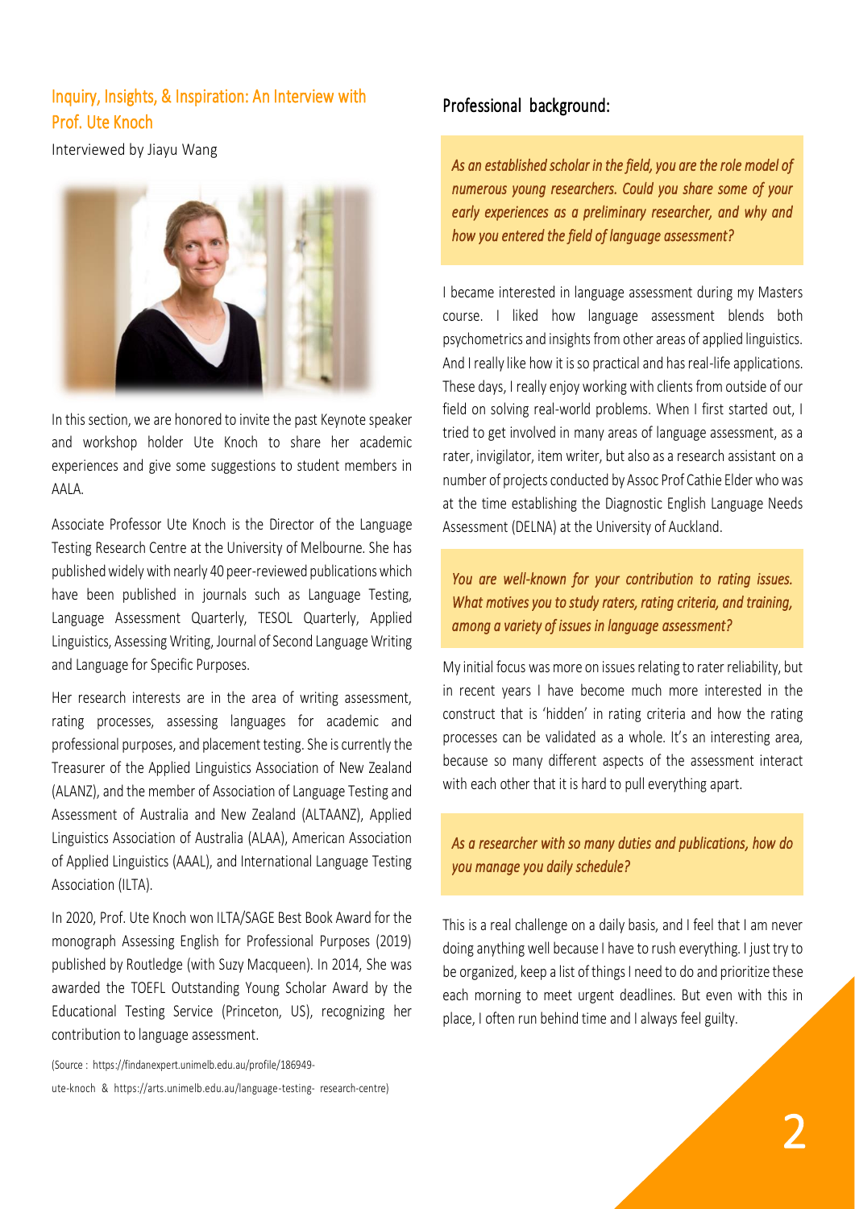## Inquiry, Insights, & Inspiration: An Interview with Prof. Ute Knoch

Interviewed by Jiayu Wang

In this section, we are honored to invite the past Keynote speaker and workshop holder Ute Knoch to share her academic experiences and give some suggestions to student members in AALA.

Associate Professor Ute Knoch is the Director of the Language Testing Research Centre at the University of Melbourne. She has published widely with nearly 40 peer-reviewed publications which have been published in journals such as Language Testing, Language Assessment Quarterly, TESOL Quarterly, Applied Linguistics, Assessing Writing, Journal of Second Language Writing and Language for Specific Purposes.

Her research interests are in the area of writing assessment, rating processes, assessing languages for academic and professional purposes, and placement testing. She is currently the Treasurer of the Applied Linguistics Association of New Zealand (ALANZ), and the member of Association of Language Testing and Assessment of Australia and New Zealand (ALTAANZ), Applied Linguistics Association of Australia (ALAA), American Association of Applied Linguistics (AAAL), and International Language Testing Association (ILTA).

In 2020, Prof. Ute Knoch won ILTA/SAGE Best Book Award for the monograph Assessing English for Professional Purposes (2019) published by Routledge (with Suzy Macqueen). In 2014, She was awarded the TOEFL Outstanding Young Scholar Award by the Educational Testing Service (Princeton, US), recognizing her contribution to language assessment.

(Source : https://findanexpert.unimelb.edu.au/profile/186949-ute-knoch & https://arts.unimelb.edu.au/language-testing- research-centre)

### Professional background:

***As an established scholar in the field, you are the role model of numerous young researchers. Could you share some of your early experiences as a preliminary researcher, and why and how you entered the field of language assessment?***

I became interested in language assessment during my Masters course. I liked how language assessment blends both psychometrics and insights from other areas of applied linguistics. And I really like how it is so practical and has real-life applications. These days, I really enjoy working with clients from outside of our field on solving real-world problems. When I first started out, I tried to get involved in many areas of language assessment, as a rater, invigilator, item writer, but also as a research assistant on a number of projects conducted by Assoc Prof Cathie Elder who was at the time establishing the Diagnostic English Language Needs Assessment (DELNA) at the University of Auckland.

***You are well-known for your contribution to rating issues. What motives you to study raters, rating criteria, and training, among a variety of issues in language assessment?***

My initial focus was more on issues relating to rater reliability, but in recent years I have become much more interested in the construct that is 'hidden' in rating criteria and how the rating processes can be validated as a whole. It's an interesting area, because so many different aspects of the assessment interact with each other that it is hard to pull everything apart.

***As a researcher with so many duties and publications, how do you manage you daily schedule?***

This is a real challenge on a daily basis, and I feel that I am never doing anything well because I have to rush everything. I just try to be organized, keep a list of things I need to do and prioritize these each morning to meet urgent deadlines. But even with this in place, I often run behind time and I always feel guilty.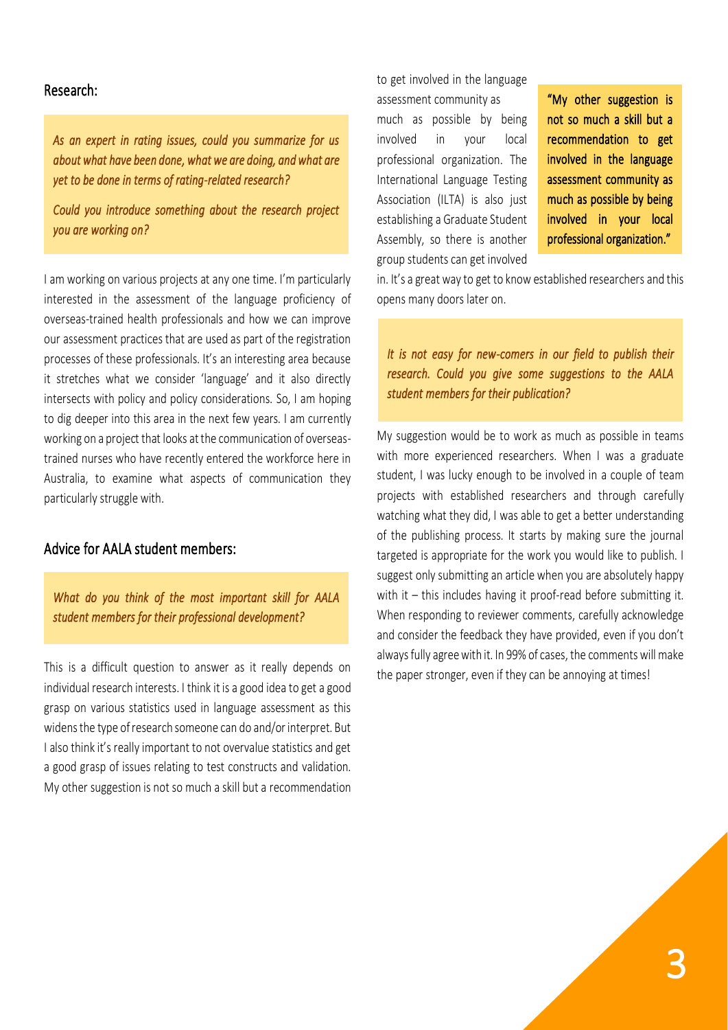## Research:

*As an expert in rating issues, could you summarize for us about what have been done, what we are doing, and what are yet to be done in terms of rating-related research?*

*Could you introduce something about the research project you are working on?*

I am working on various projects at any one time. I'm particularly interested in the assessment of the language proficiency of overseas-trained health professionals and how we can improve our assessment practices that are used as part of the registration processes of these professionals. It's an interesting area because it stretches what we consider 'language' and it also directly intersects with policy and policy considerations. So, I am hoping to dig deeper into this area in the next few years. I am currently working on a project that looks at the communication of overseas-trained nurses who have recently entered the workforce here in Australia, to examine what aspects of communication they particularly struggle with.

## Advice for AALA student members:

*What do you think of the most important skill for AALA student members for their professional development?*

This is a difficult question to answer as it really depends on individual research interests. I think it is a good idea to get a good grasp on various statistics used in language assessment as this widens the type of research someone can do and/or interpret. But I also think it's really important to not overvalue statistics and get a good grasp of issues relating to test constructs and validation. My other suggestion is not so much a skill but a recommendation to get involved in the language assessment community as much as possible by being involved in your local professional organization. The International Language Testing Association (ILTA) is also just establishing a Graduate Student Assembly, so there is another group students can get involved in. It's a great way to get to know established researchers and this opens many doors later on.

**"My other suggestion is not so much a skill but a recommendation to get involved in the language assessment community as much as possible by being involved in your local professional organization."**

*It is not easy for new-comers in our field to publish their research. Could you give some suggestions to the AALA student members for their publication?*

My suggestion would be to work as much as possible in teams with more experienced researchers. When I was a graduate student, I was lucky enough to be involved in a couple of team projects with established researchers and through carefully watching what they did, I was able to get a better understanding of the publishing process. It starts by making sure the journal targeted is appropriate for the work you would like to publish. I suggest only submitting an article when you are absolutely happy with it – this includes having it proof-read before submitting it. When responding to reviewer comments, carefully acknowledge and consider the feedback they have provided, even if you don't always fully agree with it. In 99% of cases, the comments will make the paper stronger, even if they can be annoying at times!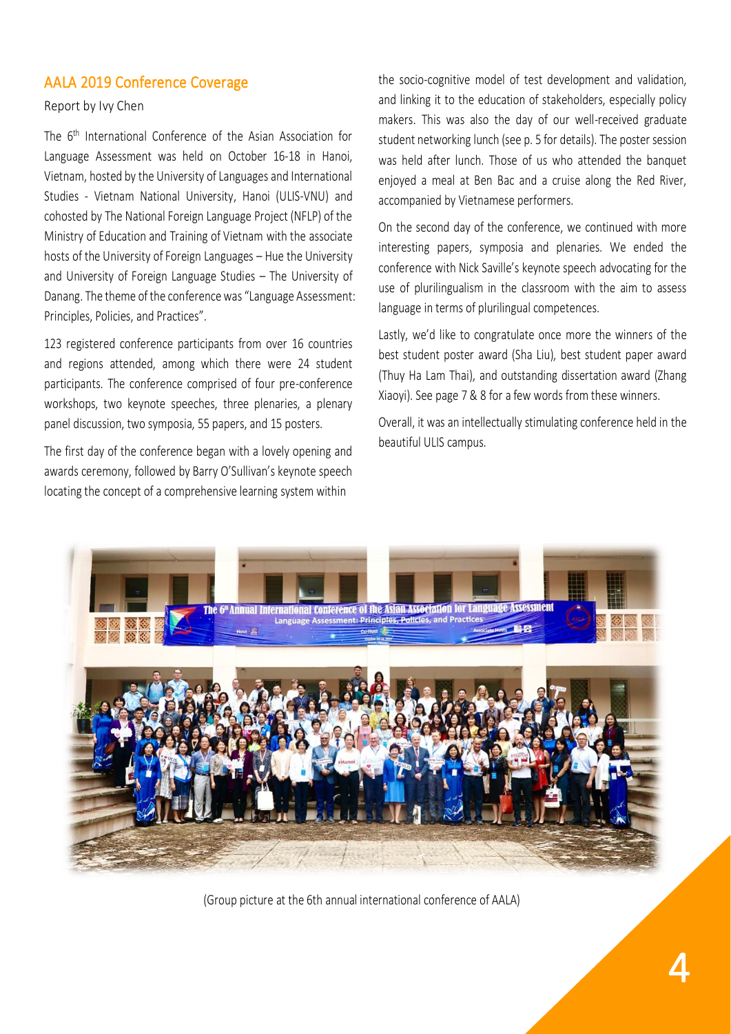## AALA 2019 Conference Coverage

Report by Ivy Chen

The 6th International Conference of the Asian Association for Language Assessment was held on October 16-18 in Hanoi, Vietnam, hosted by the University of Languages and International Studies - Vietnam National University, Hanoi (ULIS-VNU) and cohosted by The National Foreign Language Project (NFLP) of the Ministry of Education and Training of Vietnam with the associate hosts of the University of Foreign Languages – Hue the University and University of Foreign Language Studies – The University of Danang. The theme of the conference was "Language Assessment: Principles, Policies, and Practices".

123 registered conference participants from over 16 countries and regions attended, among which there were 24 student participants. The conference comprised of four pre-conference workshops, two keynote speeches, three plenaries, a plenary panel discussion, two symposia, 55 papers, and 15 posters.

The first day of the conference began with a lovely opening and awards ceremony, followed by Barry O'Sullivan's keynote speech locating the concept of a comprehensive learning system within the socio-cognitive model of test development and validation, and linking it to the education of stakeholders, especially policy makers. This was also the day of our well-received graduate student networking lunch (see p. 5 for details). The poster session was held after lunch. Those of us who attended the banquet enjoyed a meal at Ben Bac and a cruise along the Red River, accompanied by Vietnamese performers.

On the second day of the conference, we continued with more interesting papers, symposia and plenaries. We ended the conference with Nick Saville's keynote speech advocating for the use of plurilingualism in the classroom with the aim to assess language in terms of plurilingual competences.

Lastly, we'd like to congratulate once more the winners of the best student poster award (Sha Liu), best student paper award (Thuy Ha Lam Thai), and outstanding dissertation award (Zhang Xiaoyi). See page 7 & 8 for a few words from these winners.

Overall, it was an intellectually stimulating conference held in the beautiful ULIS campus.

(Group picture at the 6th annual international conference of AALA)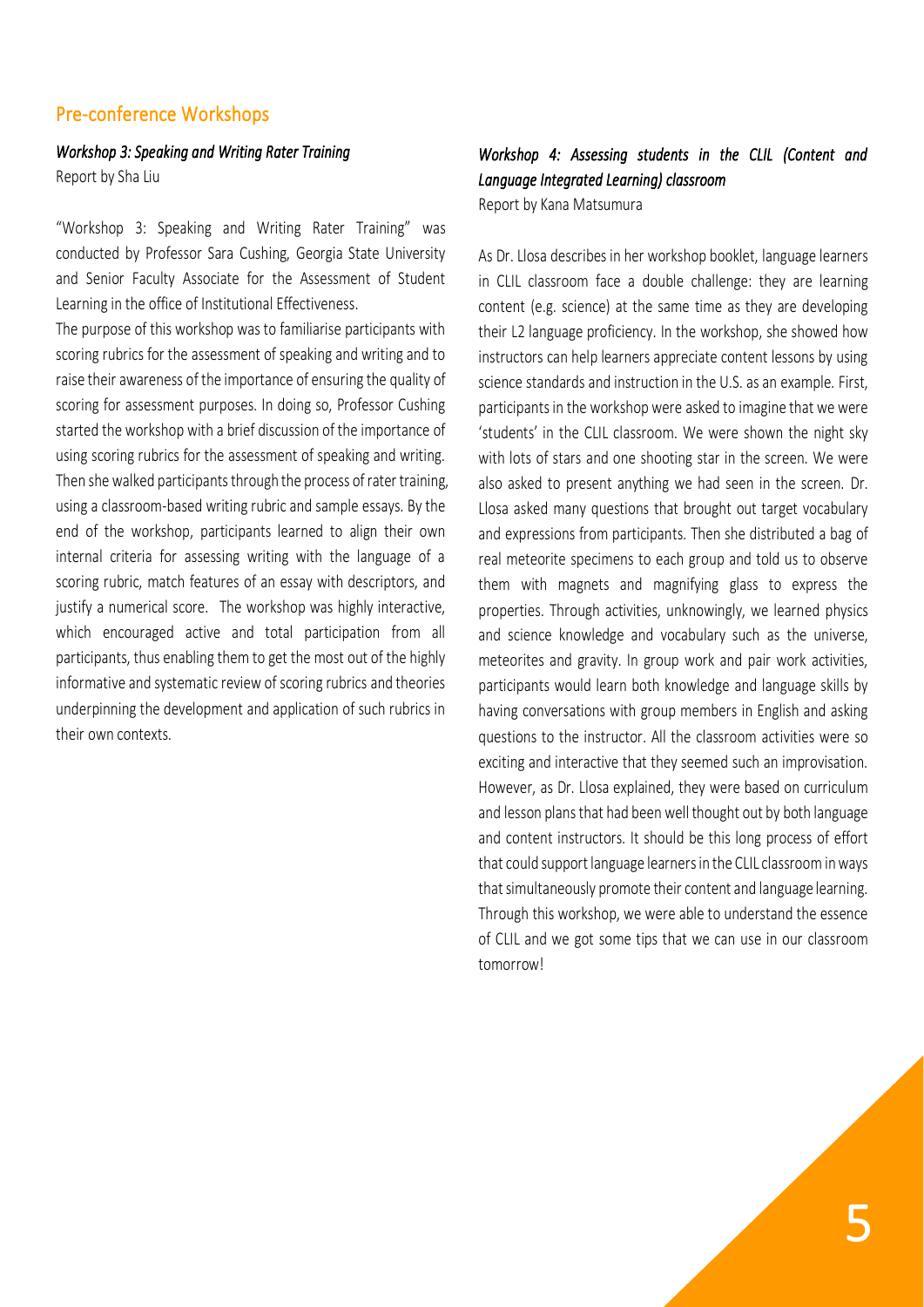## Pre-conference Workshops

### *Workshop 3: Speaking and Writing Rater Training*

Report by Sha Liu

"Workshop 3: Speaking and Writing Rater Training" was conducted by Professor Sara Cushing, Georgia State University and Senior Faculty Associate for the Assessment of Student Learning in the office of Institutional Effectiveness.

The purpose of this workshop was to familiarise participants with scoring rubrics for the assessment of speaking and writing and to raise their awareness of the importance of ensuring the quality of scoring for assessment purposes. In doing so, Professor Cushing started the workshop with a brief discussion of the importance of using scoring rubrics for the assessment of speaking and writing. Then she walked participants through the process of rater training, using a classroom-based writing rubric and sample essays. By the end of the workshop, participants learned to align their own internal criteria for assessing writing with the language of a scoring rubric, match features of an essay with descriptors, and justify a numerical score. The workshop was highly interactive, which encouraged active and total participation from all participants, thus enabling them to get the most out of the highly informative and systematic review of scoring rubrics and theories underpinning the development and application of such rubrics in their own contexts.

### *Workshop 4: Assessing students in the CLIL (Content and Language Integrated Learning) classroom*

Report by Kana Matsumura

As Dr. Llosa describes in her workshop booklet, language learners in CLIL classroom face a double challenge: they are learning content (e.g. science) at the same time as they are developing their L2 language proficiency. In the workshop, she showed how instructors can help learners appreciate content lessons by using science standards and instruction in the U.S. as an example. First, participants in the workshop were asked to imagine that we were 'students' in the CLIL classroom. We were shown the night sky with lots of stars and one shooting star in the screen. We were also asked to present anything we had seen in the screen. Dr. Llosa asked many questions that brought out target vocabulary and expressions from participants. Then she distributed a bag of real meteorite specimens to each group and told us to observe them with magnets and magnifying glass to express the properties. Through activities, unknowingly, we learned physics and science knowledge and vocabulary such as the universe, meteorites and gravity. In group work and pair work activities, participants would learn both knowledge and language skills by having conversations with group members in English and asking questions to the instructor. All the classroom activities were so exciting and interactive that they seemed such an improvisation. However, as Dr. Llosa explained, they were based on curriculum and lesson plans that had been well thought out by both language and content instructors. It should be this long process of effort that could support language learners in the CLIL classroom in ways that simultaneously promote their content and language learning. Through this workshop, we were able to understand the essence of CLIL and we got some tips that we can use in our classroom tomorrow!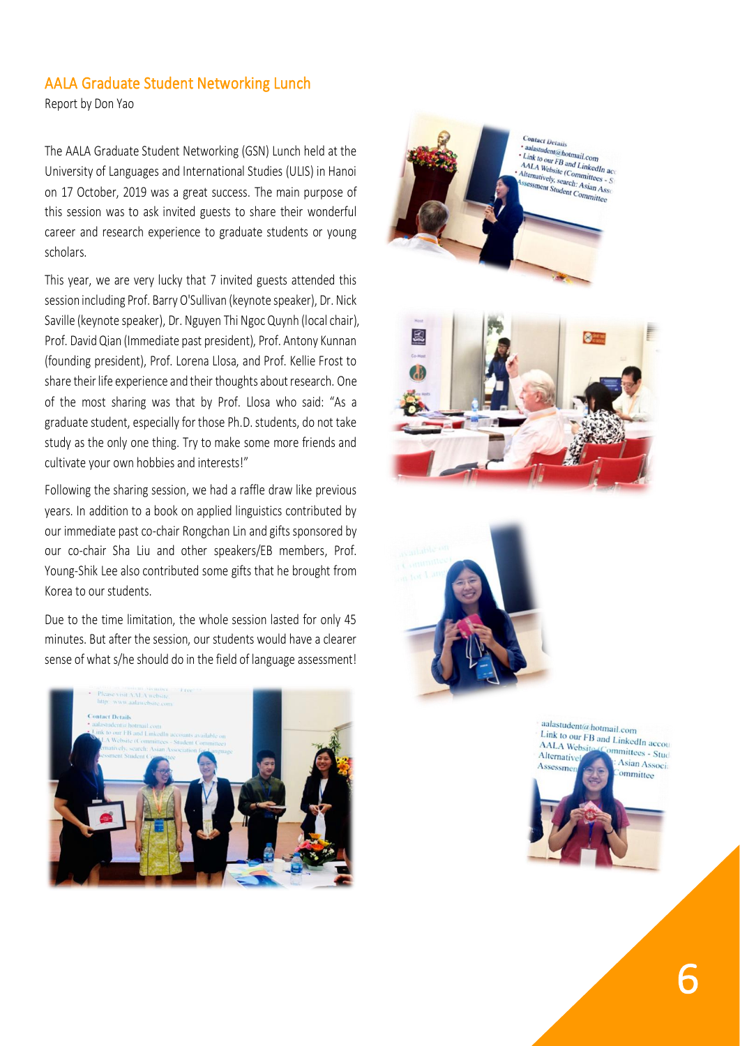## AALA Graduate Student Networking Lunch

Report by Don Yao

The AALA Graduate Student Networking (GSN) Lunch held at the University of Languages and International Studies (ULIS) in Hanoi on 17 October, 2019 was a great success. The main purpose of this session was to ask invited guests to share their wonderful career and research experience to graduate students or young scholars.

This year, we are very lucky that 7 invited guests attended this session including Prof. Barry O'Sullivan (keynote speaker), Dr. Nick Saville (keynote speaker), Dr. Nguyen Thi Ngoc Quynh (local chair), Prof. David Qian (Immediate past president), Prof. Antony Kunnan (founding president), Prof. Lorena Llosa, and Prof. Kellie Frost to share their life experience and their thoughts about research. One of the most sharing was that by Prof. Llosa who said: "As a graduate student, especially for those Ph.D. students, do not take study as the only one thing. Try to make some more friends and cultivate your own hobbies and interests!"

Following the sharing session, we had a raffle draw like previous years. In addition to a book on applied linguistics contributed by our immediate past co-chair Rongchan Lin and gifts sponsored by our co-chair Sha Liu and other speakers/EB members, Prof. Young-Shik Lee also contributed some gifts that he brought from Korea to our students.

Due to the time limitation, the whole session lasted for only 45 minutes. But after the session, our students would have a clearer sense of what s/he should do in the field of language assessment!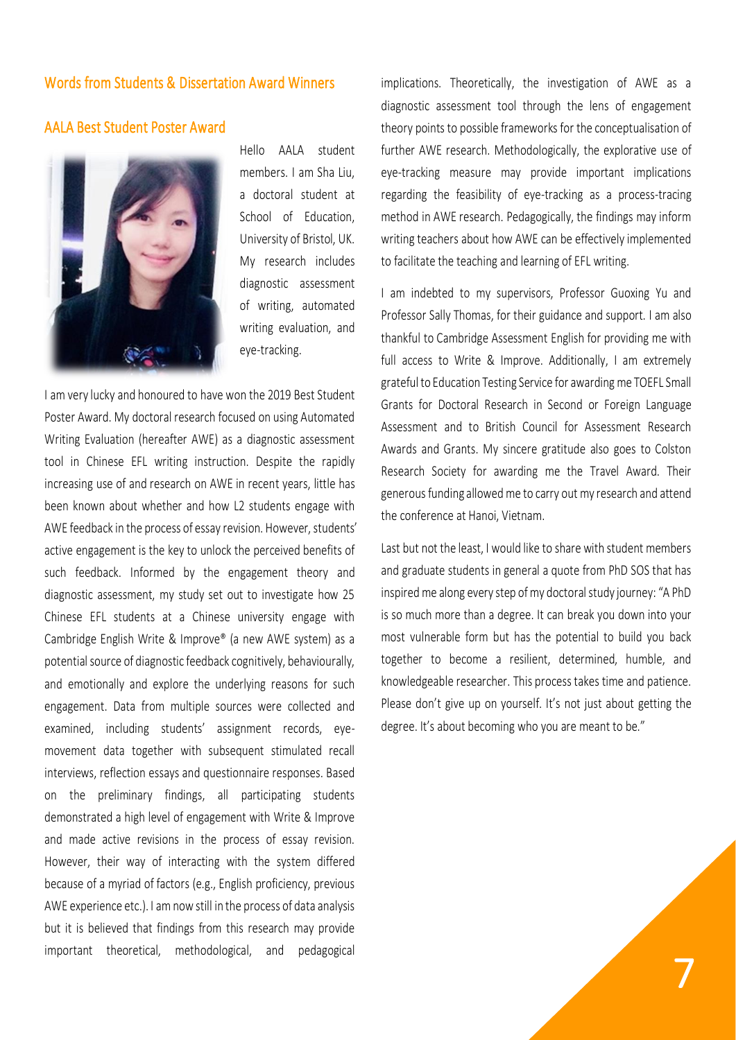## Words from Students & Dissertation Award Winners

### AALA Best Student Poster Award

Hello AALA student members. I am Sha Liu, a doctoral student at School of Education, University of Bristol, UK. My research includes diagnostic assessment of writing, automated writing evaluation, and eye-tracking.

I am very lucky and honoured to have won the 2019 Best Student Poster Award. My doctoral research focused on using Automated Writing Evaluation (hereafter AWE) as a diagnostic assessment tool in Chinese EFL writing instruction. Despite the rapidly increasing use of and research on AWE in recent years, little has been known about whether and how L2 students engage with AWE feedback in the process of essay revision. However, students' active engagement is the key to unlock the perceived benefits of such feedback. Informed by the engagement theory and diagnostic assessment, my study set out to investigate how 25 Chinese EFL students at a Chinese university engage with Cambridge English Write & Improve® (a new AWE system) as a potential source of diagnostic feedback cognitively, behaviourally, and emotionally and explore the underlying reasons for such engagement. Data from multiple sources were collected and examined, including students' assignment records, eye-movement data together with subsequent stimulated recall interviews, reflection essays and questionnaire responses. Based on the preliminary findings, all participating students demonstrated a high level of engagement with Write & Improve and made active revisions in the process of essay revision. However, their way of interacting with the system differed because of a myriad of factors (e.g., English proficiency, previous AWE experience etc.). I am now still in the process of data analysis but it is believed that findings from this research may provide important theoretical, methodological, and pedagogical implications. Theoretically, the investigation of AWE as a diagnostic assessment tool through the lens of engagement theory points to possible frameworks for the conceptualisation of further AWE research. Methodologically, the explorative use of eye-tracking measure may provide important implications regarding the feasibility of eye-tracking as a process-tracing method in AWE research. Pedagogically, the findings may inform writing teachers about how AWE can be effectively implemented to facilitate the teaching and learning of EFL writing.

I am indebted to my supervisors, Professor Guoxing Yu and Professor Sally Thomas, for their guidance and support. I am also thankful to Cambridge Assessment English for providing me with full access to Write & Improve. Additionally, I am extremely grateful to Education Testing Service for awarding me TOEFL Small Grants for Doctoral Research in Second or Foreign Language Assessment and to British Council for Assessment Research Awards and Grants. My sincere gratitude also goes to Colston Research Society for awarding me the Travel Award. Their generous funding allowed me to carry out my research and attend the conference at Hanoi, Vietnam.

Last but not the least, I would like to share with student members and graduate students in general a quote from PhD SOS that has inspired me along every step of my doctoral study journey: "A PhD is so much more than a degree. It can break you down into your most vulnerable form but has the potential to build you back together to become a resilient, determined, humble, and knowledgeable researcher. This process takes time and patience. Please don't give up on yourself. It's not just about getting the degree. It's about becoming who you are meant to be."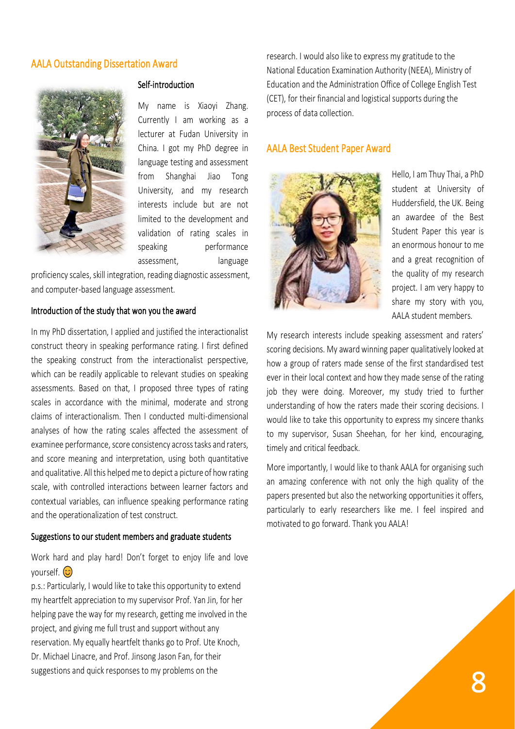## AALA Outstanding Dissertation Award

### Self-introduction

My name is Xiaoyi Zhang. Currently I am working as a lecturer at Fudan University in China. I got my PhD degree in language testing and assessment from Shanghai Jiao Tong University, and my research interests include but are not limited to the development and validation of rating scales in speaking performance assessment, language proficiency scales, skill integration, reading diagnostic assessment, and computer-based language assessment.

### Introduction of the study that won you the award

In my PhD dissertation, I applied and justified the interactionalist construct theory in speaking performance rating. I first defined the speaking construct from the interactionalist perspective, which can be readily applicable to relevant studies on speaking assessments. Based on that, I proposed three types of rating scales in accordance with the minimal, moderate and strong claims of interactionalism. Then I conducted multi-dimensional analyses of how the rating scales affected the assessment of examinee performance, score consistency across tasks and raters, and score meaning and interpretation, using both quantitative and qualitative. All this helped me to depict a picture of how rating scale, with controlled interactions between learner factors and contextual variables, can influence speaking performance rating and the operationalization of test construct.

### Suggestions to our student members and graduate students

Work hard and play hard! Don't forget to enjoy life and love yourself. 😊

p.s.: Particularly, I would like to take this opportunity to extend my heartfelt appreciation to my supervisor Prof. Yan Jin, for her helping pave the way for my research, getting me involved in the project, and giving me full trust and support without any reservation. My equally heartfelt thanks go to Prof. Ute Knoch, Dr. Michael Linacre, and Prof. Jinsong Jason Fan, for their suggestions and quick responses to my problems on the research. I would also like to express my gratitude to the National Education Examination Authority (NEEA), Ministry of Education and the Administration Office of College English Test (CET), for their financial and logistical supports during the process of data collection.

## AALA Best Student Paper Award

Hello, I am Thuy Thai, a PhD student at University of Huddersfield, the UK. Being an awardee of the Best Student Paper this year is an enormous honour to me and a great recognition of the quality of my research project. I am very happy to share my story with you, AALA student members.

My research interests include speaking assessment and raters' scoring decisions. My award winning paper qualitatively looked at how a group of raters made sense of the first standardised test ever in their local context and how they made sense of the rating job they were doing. Moreover, my study tried to further understanding of how the raters made their scoring decisions. I would like to take this opportunity to express my sincere thanks to my supervisor, Susan Sheehan, for her kind, encouraging, timely and critical feedback.

More importantly, I would like to thank AALA for organising such an amazing conference with not only the high quality of the papers presented but also the networking opportunities it offers, particularly to early researchers like me. I feel inspired and motivated to go forward. Thank you AALA!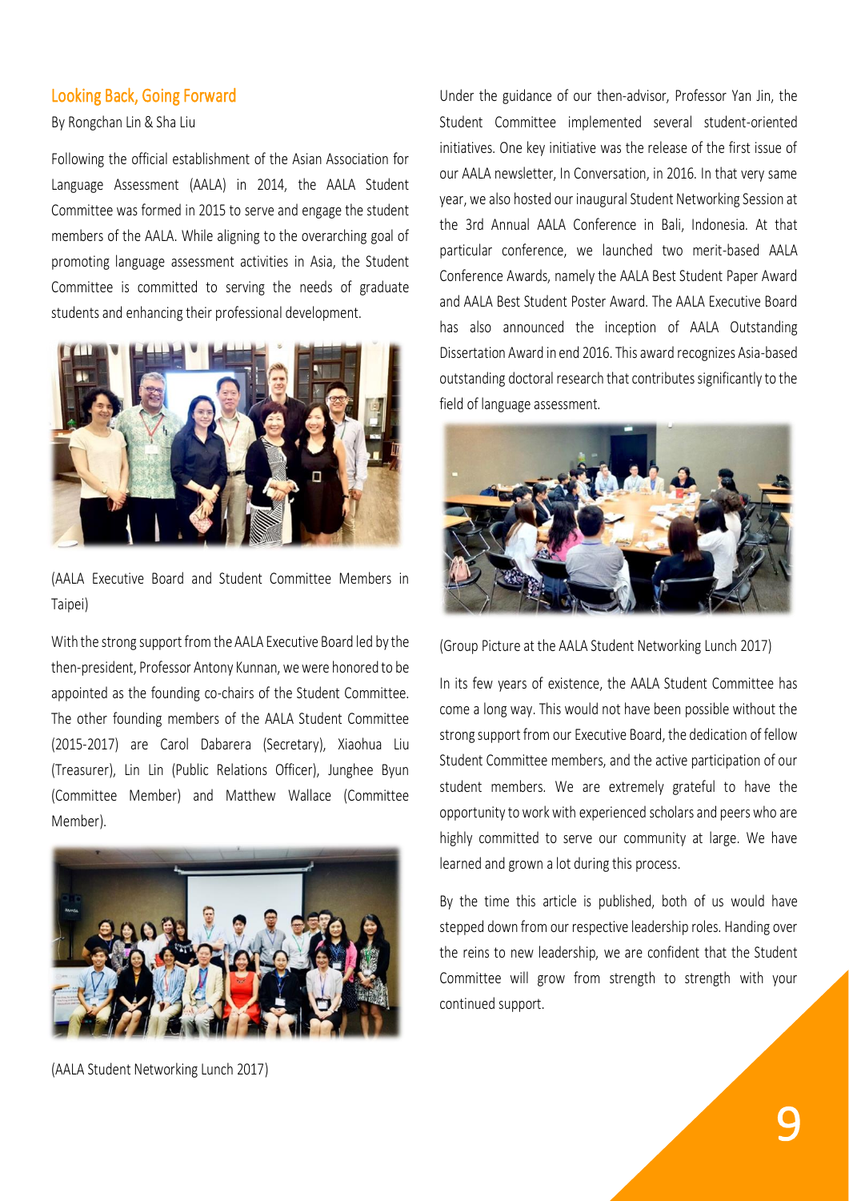## Looking Back, Going Forward

By Rongchan Lin & Sha Liu

Following the official establishment of the Asian Association for Language Assessment (AALA) in 2014, the AALA Student Committee was formed in 2015 to serve and engage the student members of the AALA. While aligning to the overarching goal of promoting language assessment activities in Asia, the Student Committee is committed to serving the needs of graduate students and enhancing their professional development.

(AALA Executive Board and Student Committee Members in Taipei)

With the strong support from the AALA Executive Board led by the then-president, Professor Antony Kunnan, we were honored to be appointed as the founding co-chairs of the Student Committee. The other founding members of the AALA Student Committee (2015-2017) are Carol Dabarera (Secretary), Xiaohua Liu (Treasurer), Lin Lin (Public Relations Officer), Junghee Byun (Committee Member) and Matthew Wallace (Committee Member).

(AALA Student Networking Lunch 2017)

Under the guidance of our then-advisor, Professor Yan Jin, the Student Committee implemented several student-oriented initiatives. One key initiative was the release of the first issue of our AALA newsletter, In Conversation, in 2016. In that very same year, we also hosted our inaugural Student Networking Session at the 3rd Annual AALA Conference in Bali, Indonesia. At that particular conference, we launched two merit-based AALA Conference Awards, namely the AALA Best Student Paper Award and AALA Best Student Poster Award. The AALA Executive Board has also announced the inception of AALA Outstanding Dissertation Award in end 2016. This award recognizes Asia-based outstanding doctoral research that contributes significantly to the field of language assessment.

(Group Picture at the AALA Student Networking Lunch 2017)

In its few years of existence, the AALA Student Committee has come a long way. This would not have been possible without the strong support from our Executive Board, the dedication of fellow Student Committee members, and the active participation of our student members. We are extremely grateful to have the opportunity to work with experienced scholars and peers who are highly committed to serve our community at large. We have learned and grown a lot during this process.

By the time this article is published, both of us would have stepped down from our respective leadership roles. Handing over the reins to new leadership, we are confident that the Student Committee will grow from strength to strength with your continued support.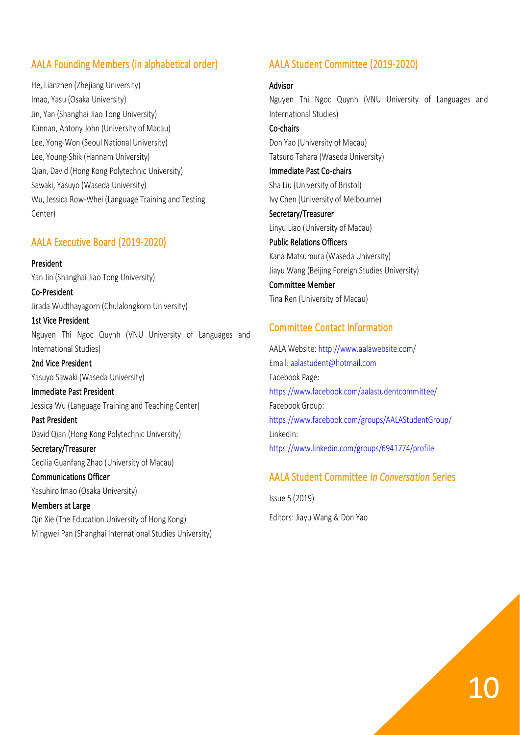## AALA Founding Members (in alphabetical order)

He, Lianzhen (Zhejiang University)
Imao, Yasu (Osaka University)
Jin, Yan (Shanghai Jiao Tong University)
Kunnan, Antony John (University of Macau)
Lee, Yong-Won (Seoul National University)
Lee, Young-Shik (Hannam University)
Qian, David (Hong Kong Polytechnic University)
Sawaki, Yasuyo (Waseda University)
Wu, Jessica Row-Whei (Language Training and Testing Center)

## AALA Executive Board (2019-2020)

**President**
Yan Jin (Shanghai Jiao Tong University)

**Co-President**
Jirada Wudthayagorn (Chulalongkorn University)

**1st Vice President**
Nguyen Thi Ngoc Quynh (VNU University of Languages and International Studies)

**2nd Vice President**
Yasuyo Sawaki (Waseda University)

**Immediate Past President**
Jessica Wu (Language Training and Teaching Center)

**Past President**
David Qian (Hong Kong Polytechnic University)

**Secretary/Treasurer**
Cecilia Guanfang Zhao (University of Macau)

**Communications Officer**
Yasuhiro Imao (Osaka University)

**Members at Large**
Qin Xie (The Education University of Hong Kong)
Mingwei Pan (Shanghai International Studies University)

## AALA Student Committee (2019-2020)

**Advisor**
Nguyen Thi Ngoc Quynh (VNU University of Languages and International Studies)

**Co-chairs**
Don Yao (University of Macau)
Tatsuro Tahara (Waseda University)

**Immediate Past Co-chairs**
Sha Liu (University of Bristol)
Ivy Chen (University of Melbourne)

**Secretary/Treasurer**
Linyu Liao (University of Macau)

**Public Relations Officers**
Kana Matsumura (Waseda University)
Jiayu Wang (Beijing Foreign Studies University)

**Committee Member**
Tina Ren (University of Macau)

## Committee Contact Information

AALA Website: http://www.aalawebsite.com/
Email: aalastudent@hotmail.com
Facebook Page:
https://www.facebook.com/aalastudentcommittee/
Facebook Group:
https://www.facebook.com/groups/AALAStudentGroup/
LinkedIn:
https://www.linkedin.com/groups/6941774/profile

## AALA Student Committee *In Conversation* Series

Issue 5 (2019)

Editors: Jiayu Wang & Don Yao